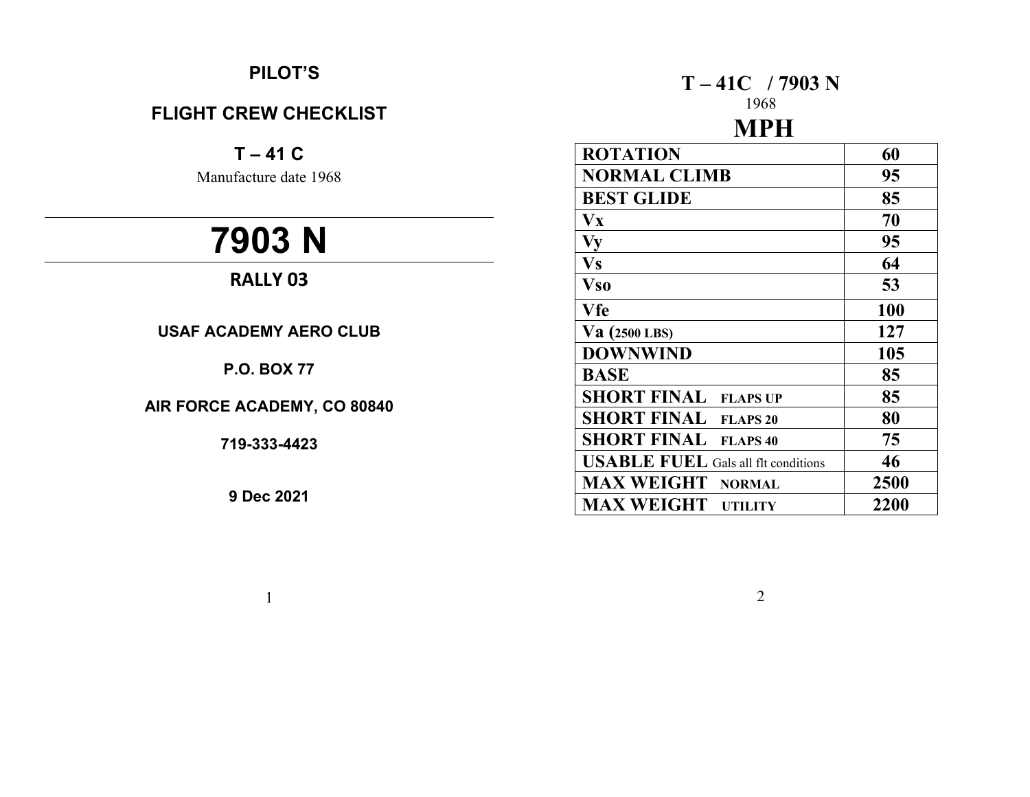# PILOT'S

## FLIGHT CREW CHECKLIST

## T – 41 C

Manufacture date 1968

---

# 7903 N

---

**RALLY 03**

**USAF ACADEMY AERO CLUB**

**P.O. BOX 77**

**AIR FORCE ACADEMY, CO 80840**

**719-333-4423**

**9 Dec 2021**

## T – 41C / 7903 N

1968

## MPH

| | |
|---|---|
| **ROTATION** | **60** |
| **NORMAL CLIMB** | **95** |
| **BEST GLIDE** | **85** |
| **Vx** | **70** |
| **Vy** | **95** |
| **Vs** | **64** |
| **Vso** | **53** |
| **Vfe** | **100** |
| **Va (2500 LBS)** | **127** |
| **DOWNWIND** | **105** |
| **BASE** | **85** |
| **SHORT FINAL** FLAPS UP | **85** |
| **SHORT FINAL** FLAPS 20 | **80** |
| **SHORT FINAL** FLAPS 40 | **75** |
| **USABLE FUEL** Gals all flt conditions | **46** |
| **MAX WEIGHT** NORMAL | **2500** |
| **MAX WEIGHT** UTILITY | **2200** |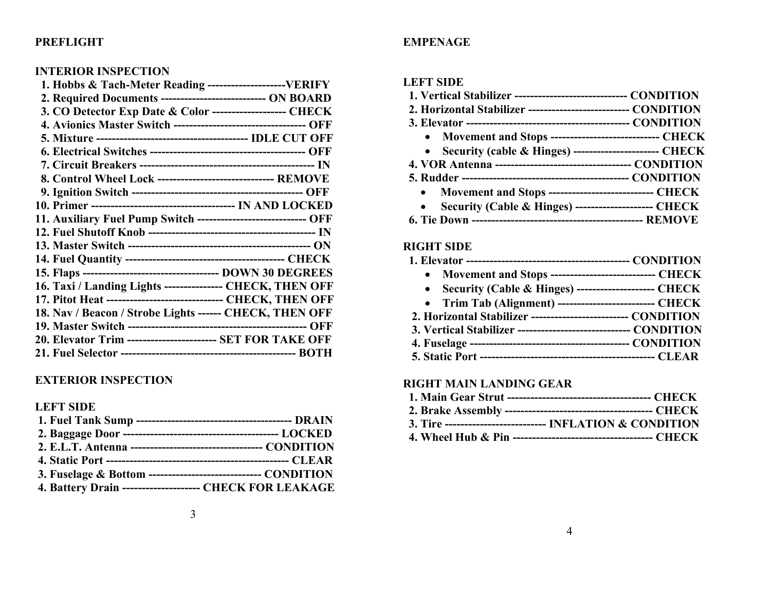## PREFLIGHT

### INTERIOR INSPECTION

1. Hobbs & Tach-Meter Reading --------------------VERIFY
2. Required Documents --------------------------- ON BOARD
3. CO Detector Exp Date & Color ------------------- CHECK
4. Avionics Master Switch --------------------------------- OFF
5. Mixture ------------------------------------- IDLE CUT OFF
6. Electrical Switches --------------------------------------- OFF
7. Circuit Breakers -------------------------------------------- IN
8. Control Wheel Lock ----------------------------- REMOVE
9. Ignition Switch ------------------------------------------- OFF
10. Primer ---------------------------------- IN AND LOCKED
11. Auxiliary Fuel Pump Switch ---------------------------- OFF
12. Fuel Shutoff Knob ------------------------------------------ IN
13. Master Switch ---------------------------------------------- ON
14. Fuel Quantity ---------------------------------------- CHECK
15. Flaps ---------------------------------- DOWN 30 DEGREES
16. Taxi / Landing Lights --------------- CHECK, THEN OFF
17. Pitot Heat ------------------------------ CHECK, THEN OFF
18. Nav / Beacon / Strobe Lights ------ CHECK, THEN OFF
19. Master Switch --------------------------------------------- OFF
20. Elevator Trim ----------------------- SET FOR TAKE OFF
21. Fuel Selector ------------------------------------------- BOTH

### EXTERIOR INSPECTION

**LEFT SIDE**

1. Fuel Tank Sump ---------------------------------------- DRAIN
2. Baggage Door --------------------------------------- LOCKED
2. E.L.T. Antenna ---------------------------------- CONDITION
4. Static Port ---------------------------------------------- CLEAR
3. Fuselage & Bottom ---------------------------- CONDITION
4. Battery Drain -------------------- CHECK FOR LEAKAGE

## EMPENAGE

**LEFT SIDE**

1. Vertical Stabilizer ----------------------------- CONDITION
2. Horizontal Stabilizer -------------------------- CONDITION
3. Elevator ------------------------------------------ CONDITION
   - Movement and Stops ---------------------------- CHECK
   - Security (cable & Hinges) ---------------------- CHECK
4. VOR Antenna ---------------------------------- CONDITION
5. Rudder ------------------------------------------ CONDITION
   - Movement and Stops --------------------------- CHECK
   - Security (Cable & Hinges) -------------------- CHECK
6. Tie Down ------------------------------------------ REMOVE

**RIGHT SIDE**

1. Elevator ------------------------------------------ CONDITION
   - Movement and Stops --------------------------- CHECK
   - Security (Cable & Hinges) -------------------- CHECK
   - Trim Tab (Alignment) ------------------------- CHECK
2. Horizontal Stabilizer ------------------------- CONDITION
3. Vertical Stabilizer ----------------------------- CONDITION
4. Fuselage ----------------------------------------- CONDITION
5. Static Port --------------------------------------------- CLEAR

**RIGHT MAIN LANDING GEAR**

1. Main Gear Strut ------------------------------------- CHECK
2. Brake Assembly -------------------------------------- CHECK
3. Tire ------------------------- INFLATION & CONDITION
4. Wheel Hub & Pin ------------------------------------ CHECK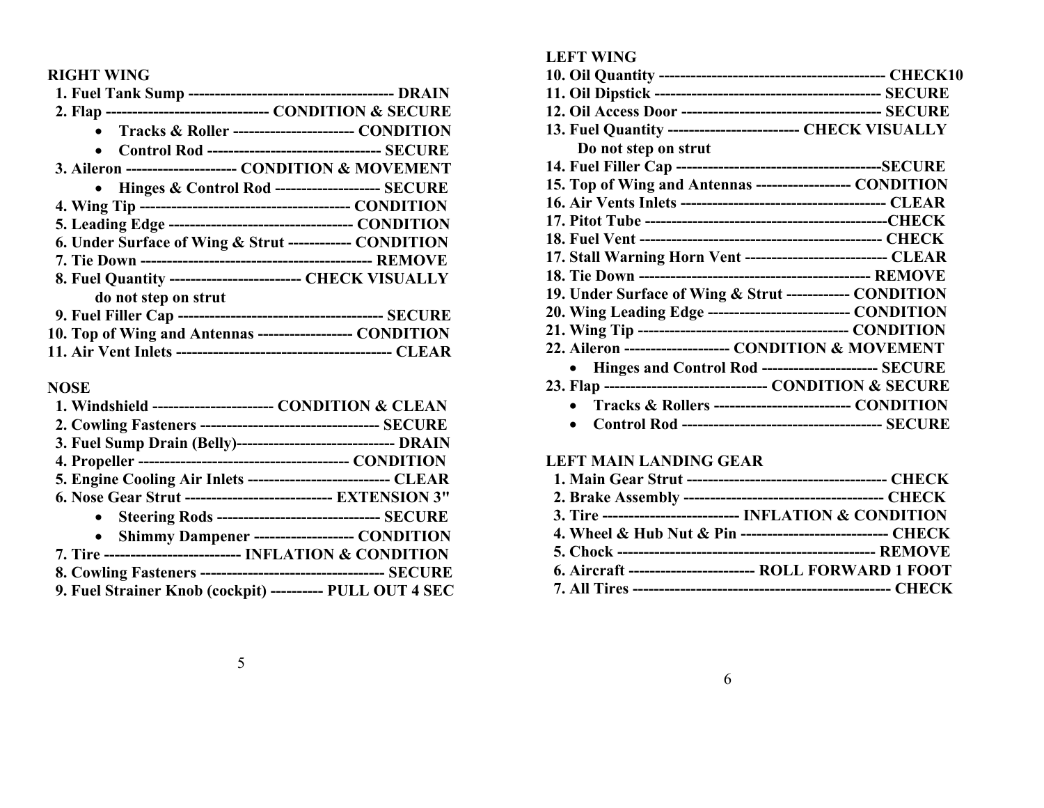**RIGHT WING**

1. Fuel Tank Sump --------------------------------------- DRAIN
2. Flap ------------------------------- CONDITION & SECURE
   - Tracks & Roller ----------------------- CONDITION
   - Control Rod --------------------------------- SECURE
3. Aileron --------------------- CONDITION & MOVEMENT
   - Hinges & Control Rod -------------------- SECURE
4. Wing Tip ---------------------------------------- CONDITION
5. Leading Edge ----------------------------------- CONDITION
6. Under Surface of Wing & Strut ------------ CONDITION
7. Tie Down -------------------------------------------- REMOVE
8. Fuel Quantity ------------------------- CHECK VISUALLY
   do not step on strut
9. Fuel Filler Cap --------------------------------------- SECURE
10. Top of Wing and Antennas ------------------ CONDITION
11. Air Vent Inlets ----------------------------------------- CLEAR

**NOSE**

1. Windshield ----------------------- CONDITION & CLEAN
2. Cowling Fasteners ---------------------------------- SECURE
3. Fuel Sump Drain (Belly)------------------------------ DRAIN
4. Propeller ---------------------------------------- CONDITION
5. Engine Cooling Air Inlets --------------------------- CLEAR
6. Nose Gear Strut ---------------------------- EXTENSION 3"
   - Steering Rods ------------------------------- SECURE
   - Shimmy Dampener ------------------- CONDITION
7. Tire -------------------------- INFLATION & CONDITION
8. Cowling Fasteners ----------------------------------- SECURE
9. Fuel Strainer Knob (cockpit) ---------- PULL OUT 4 SEC

**LEFT WING**

10. Oil Quantity ------------------------------------------- CHECK10
11. Oil Dipstick ------------------------------------------- SECURE
12. Oil Access Door -------------------------------------- SECURE
13. Fuel Quantity ------------------------- CHECK VISUALLY
    Do not step on strut
14. Fuel Filler Cap ---------------------------------------SECURE
15. Top of Wing and Antennas ------------------ CONDITION
16. Air Vents Inlets ---------------------------------------- CLEAR
17. Pitot Tube ----------------------------------------------CHECK
18. Fuel Vent ---------------------------------------------- CHECK
17. Stall Warning Horn Vent --------------------------- CLEAR
18. Tie Down -------------------------------------------- REMOVE
19. Under Surface of Wing & Strut ------------ CONDITION
20. Wing Leading Edge --------------------------- CONDITION
21. Wing Tip ---------------------------------------- CONDITION
22. Aileron -------------------- CONDITION & MOVEMENT
    - Hinges and Control Rod ---------------------- SECURE
23. Flap ------------------------------- CONDITION & SECURE
    - Tracks & Rollers -------------------------- CONDITION
    - Control Rod -------------------------------------- SECURE

**LEFT MAIN LANDING GEAR**

1. Main Gear Strut -------------------------------------- CHECK
2. Brake Assembly -------------------------------------- CHECK
3. Tire -------------------------- INFLATION & CONDITION
4. Wheel & Hub Nut & Pin ---------------------------- CHECK
5. Chock ------------------------------------------------- REMOVE
6. Aircraft ------------------------ ROLL FORWARD 1 FOOT
7. All Tires ------------------------------------------------ CHECK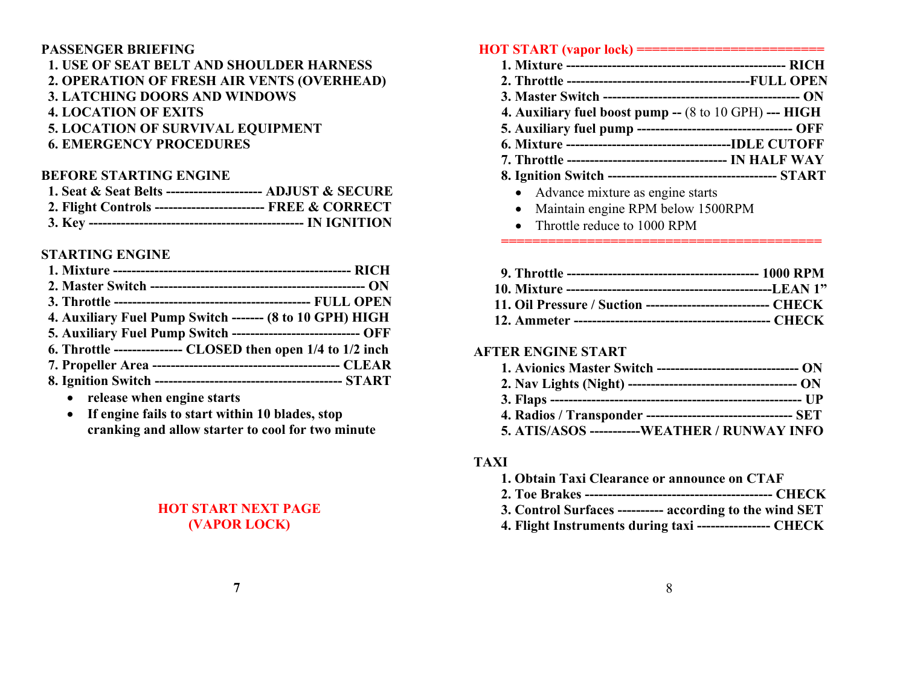## PASSENGER BRIEFING

1. USE OF SEAT BELT AND SHOULDER HARNESS
2. OPERATION OF FRESH AIR VENTS (OVERHEAD)
3. LATCHING DOORS AND WINDOWS
4. LOCATION OF EXITS
5. LOCATION OF SURVIVAL EQUIPMENT
6. EMERGENCY PROCEDURES

## BEFORE STARTING ENGINE

1. Seat & Seat Belts --------------------- ADJUST & SECURE
2. Flight Controls ------------------------ FREE & CORRECT
3. Key ----------------------------------------------- IN IGNITION

## STARTING ENGINE

1. Mixture ---------------------------------------------------- RICH
2. Master Switch ----------------------------------------------- ON
3. Throttle ------------------------------------------- FULL OPEN
4. Auxiliary Fuel Pump Switch ------- (8 to 10 GPH) HIGH
5. Auxiliary Fuel Pump Switch ---------------------------- OFF
6. Throttle --------------- CLOSED then open 1/4 to 1/2 inch
7. Propeller Area ----------------------------------------- CLEAR
8. Ignition Switch ----------------------------------------- START
   - release when engine starts
   - If engine fails to start within 10 blades, stop cranking and allow starter to cool for two minute

**HOT START NEXT PAGE (VAPOR LOCK)**

## HOT START (vapor lock) ========================

1. Mixture ------------------------------------------------ RICH
2. Throttle ----------------------------------------FULL OPEN
3. Master Switch ------------------------------------------ ON
4. Auxiliary fuel boost pump -- (8 to 10 GPH) --- HIGH
5. Auxiliary fuel pump --------------------------------- OFF
6. Mixture ------------------------------------IDLE CUTOFF
7. Throttle ---------------------------------- IN HALF WAY
8. Ignition Switch ------------------------------------- START
   - Advance mixture as engine starts
   - Maintain engine RPM below 1500RPM
   - Throttle reduce to 1000 RPM

==========================================

9. Throttle ------------------------------------------ 1000 RPM
10. Mixture ---------------------------------------------LEAN 1”
11. Oil Pressure / Suction -------------------------- CHECK
12. Ammeter ------------------------------------------ CHECK

## AFTER ENGINE START

1. Avionics Master Switch ------------------------------- ON
2. Nav Lights (Night) ------------------------------------- ON
3. Flaps -------------------------------------------------------- UP
4. Radios / Transponder -------------------------------- SET
5. ATIS/ASOS -----------WEATHER / RUNWAY INFO

## TAXI

1. Obtain Taxi Clearance or announce on CTAF
2. Toe Brakes ----------------------------------------- CHECK
3. Control Surfaces ---------- according to the wind SET
4. Flight Instruments during taxi ---------------- CHECK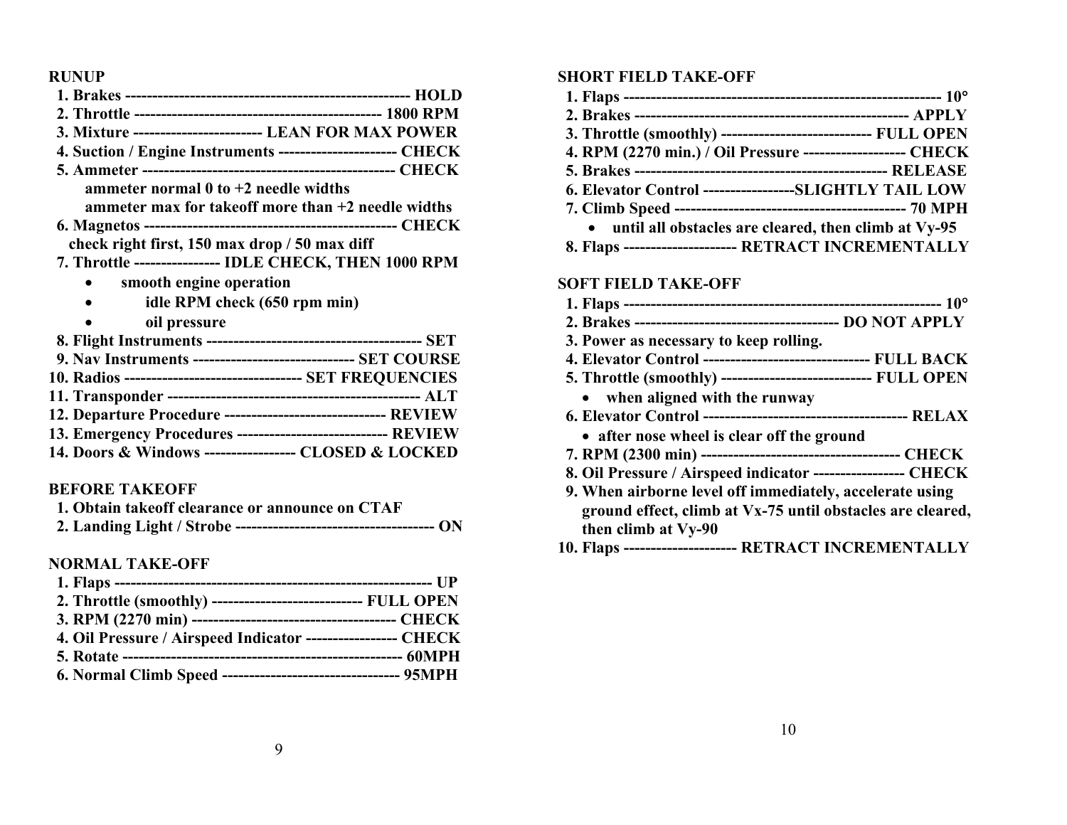## RUNUP

1. Brakes ---------------------------------------------------- HOLD
2. Throttle --------------------------------------------- 1800 RPM
3. Mixture ----------------------- LEAN FOR MAX POWER
4. Suction / Engine Instruments --------------------- CHECK
5. Ammeter --------------------------------------------- CHECK
   ammeter normal 0 to +2 needle widths
   ammeter max for takeoff more than +2 needle widths
6. Magnetos ---------------------------------------------- CHECK
   check right first, 150 max drop / 50 max diff
7. Throttle --------------- IDLE CHECK, THEN 1000 RPM
   - smooth engine operation
   - idle RPM check (650 rpm min)
   - oil pressure
8. Flight Instruments ---------------------------------------- SET
9. Nav Instruments ------------------------------ SET COURSE
10. Radios -------------------------------- SET FREQUENCIES
11. Transponder ----------------------------------------------- ALT
12. Departure Procedure ------------------------------ REVIEW
13. Emergency Procedures ---------------------------- REVIEW
14. Doors & Windows ----------------- CLOSED & LOCKED

## BEFORE TAKEOFF

1. Obtain takeoff clearance or announce on CTAF
2. Landing Light / Strobe ------------------------------------- ON

## NORMAL TAKE-OFF

1. Flaps ----------------------------------------------------------- UP
2. Throttle (smoothly) ---------------------------- FULL OPEN
3. RPM (2270 min) -------------------------------------- CHECK
4. Oil Pressure / Airspeed Indicator ----------------- CHECK
5. Rotate --------------------------------------------------- 60MPH
6. Normal Climb Speed --------------------------------- 95MPH

## SHORT FIELD TAKE-OFF

1. Flaps ---------------------------------------------------------- 10°
2. Brakes ---------------------------------------------------- APPLY
3. Throttle (smoothly) ---------------------------- FULL OPEN
4. RPM (2270 min.) / Oil Pressure ------------------- CHECK
5. Brakes ----------------------------------------------- RELEASE
6. Elevator Control -----------------SLIGHTLY TAIL LOW
7. Climb Speed ------------------------------------------ 70 MPH
   - until all obstacles are cleared, then climb at Vy-95
8. Flaps -------------------- RETRACT INCREMENTALLY

## SOFT FIELD TAKE-OFF

1. Flaps ---------------------------------------------------------- 10°
2. Brakes -------------------------------------- DO NOT APPLY
3. Power as necessary to keep rolling.
4. Elevator Control ------------------------------- FULL BACK
5. Throttle (smoothly) ---------------------------- FULL OPEN
   - when aligned with the runway
6. Elevator Control -------------------------------------- RELAX
   - after nose wheel is clear off the ground
7. RPM (2300 min) ------------------------------------ CHECK
8. Oil Pressure / Airspeed indicator ----------------- CHECK
9. When airborne level off immediately, accelerate using ground effect, climb at Vx-75 until obstacles are cleared, then climb at Vy-90
10. Flaps -------------------- RETRACT INCREMENTALLY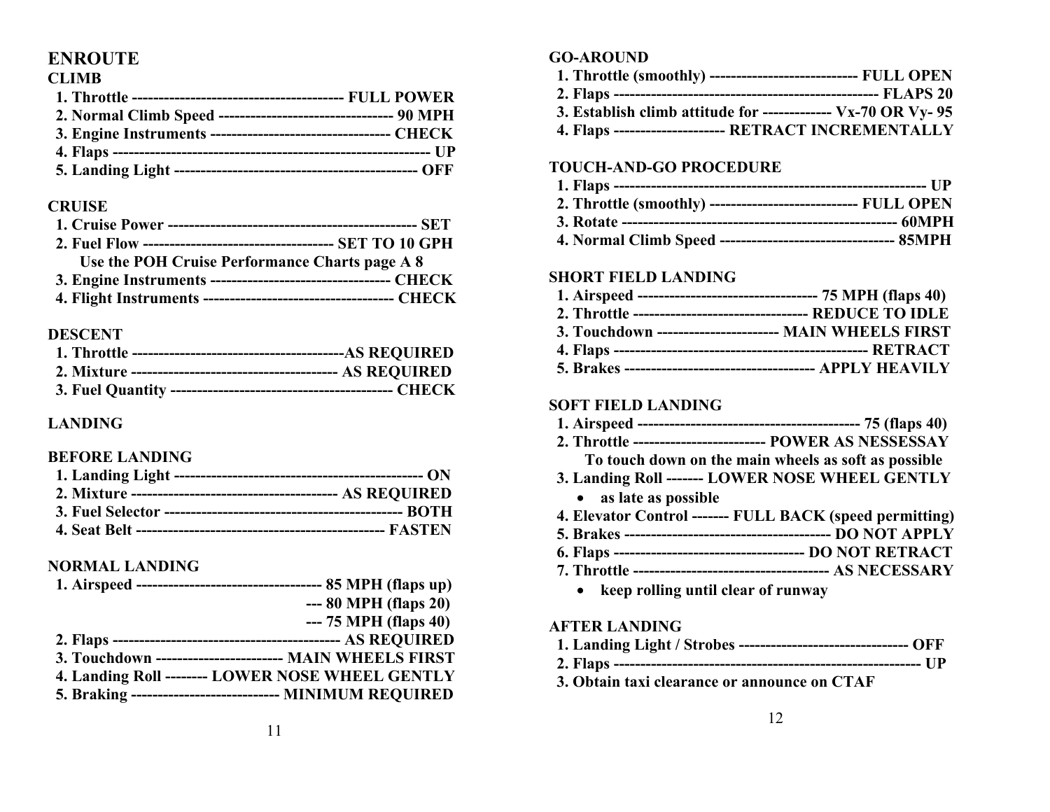# ENROUTE

## CLIMB

1. Throttle ---------------------------------------- FULL POWER
2. Normal Climb Speed --------------------------------- 90 MPH
3. Engine Instruments ---------------------------------- CHECK
4. Flaps ------------------------------------------------------------ UP
5. Landing Light ---------------------------------------------- OFF

## CRUISE

1. Cruise Power ----------------------------------------------- SET
2. Fuel Flow ------------------------------------ SET TO 10 GPH
   Use the POH Cruise Performance Charts page A 8
3. Engine Instruments ---------------------------------- CHECK
4. Flight Instruments ------------------------------------ CHECK

## DESCENT

1. Throttle ----------------------------------------AS REQUIRED
2. Mixture --------------------------------------- AS REQUIRED
3. Fuel Quantity ------------------------------------------ CHECK

## LANDING

## BEFORE LANDING

1. Landing Light ------------------------------------------------ ON
2. Mixture --------------------------------------- AS REQUIRED
3. Fuel Selector ---------------------------------------------- BOTH
4. Seat Belt ----------------------------------------------- FASTEN

## NORMAL LANDING

1. Airspeed ----------------------------------- 85 MPH (flaps up)
   --- 80 MPH (flaps 20)
   --- 75 MPH (flaps 40)
2. Flaps ------------------------------------------- AS REQUIRED
3. Touchdown ------------------------ MAIN WHEELS FIRST
4. Landing Roll -------- LOWER NOSE WHEEL GENTLY
5. Braking ---------------------------- MINIMUM REQUIRED

## GO-AROUND

1. Throttle (smoothly) ---------------------------- FULL OPEN
2. Flaps -------------------------------------------------- FLAPS 20
3. Establish climb attitude for ------------- Vx-70 OR Vy- 95
4. Flaps --------------------- RETRACT INCREMENTALLY

## TOUCH-AND-GO PROCEDURE

1. Flaps ----------------------------------------------------------- UP
2. Throttle (smoothly) ---------------------------- FULL OPEN
3. Rotate ---------------------------------------------------- 60MPH
4. Normal Climb Speed --------------------------------- 85MPH

## SHORT FIELD LANDING

1. Airspeed ---------------------------------- 75 MPH (flaps 40)
2. Throttle --------------------------------- REDUCE TO IDLE
3. Touchdown ----------------------- MAIN WHEELS FIRST
4. Flaps ------------------------------------------------ RETRACT
5. Brakes ------------------------------------ APPLY HEAVILY

## SOFT FIELD LANDING

1. Airspeed ------------------------------------------ 75 (flaps 40)
2. Throttle ------------------------- POWER AS NESSESSAY
   To touch down on the main wheels as soft as possible
3. Landing Roll ------- LOWER NOSE WHEEL GENTLY
   - as late as possible
4. Elevator Control ------- FULL BACK (speed permitting)
5. Brakes --------------------------------------- DO NOT APPLY
6. Flaps ------------------------------------ DO NOT RETRACT
7. Throttle ------------------------------------- AS NECESSARY
   - keep rolling until clear of runway

## AFTER LANDING

1. Landing Light / Strobes -------------------------------- OFF
2. Flaps ---------------------------------------------------------- UP
3. Obtain taxi clearance or announce on CTAF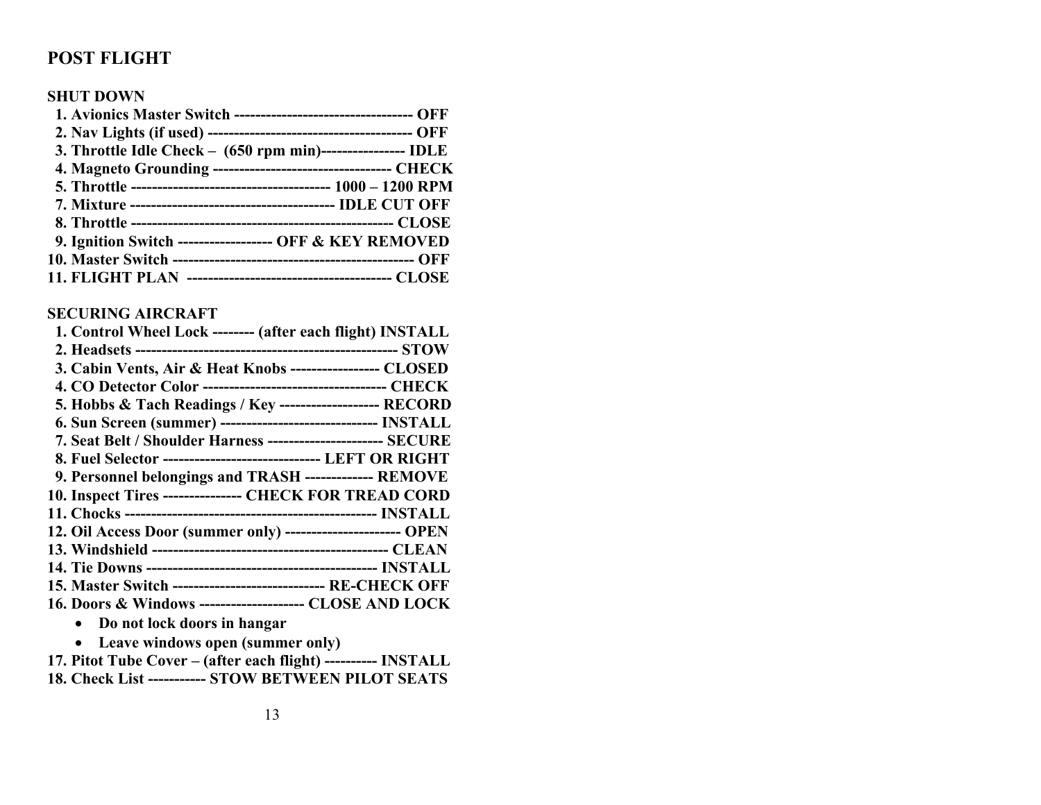# POST FLIGHT

## SHUT DOWN

1. Avionics Master Switch ---------------------------------- OFF
2. Nav Lights (if used) -------------------------------------- OFF
3. Throttle Idle Check – (650 rpm min)---------------- IDLE
4. Magneto Grounding ---------------------------------- CHECK
5. Throttle ------------------------------------- 1000 – 1200 RPM
7. Mixture -------------------------------------- IDLE CUT OFF
8. Throttle ------------------------------------------------ CLOSE
9. Ignition Switch ------------------ OFF & KEY REMOVED
10. Master Switch ---------------------------------------------- OFF
11. FLIGHT PLAN -------------------------------------- CLOSE

## SECURING AIRCRAFT

1. Control Wheel Lock -------- (after each flight) INSTALL
2. Headsets ------------------------------------------------- STOW
3. Cabin Vents, Air & Heat Knobs ----------------- CLOSED
4. CO Detector Color ----------------------------------- CHECK
5. Hobbs & Tach Readings / Key ------------------- RECORD
6. Sun Screen (summer) ------------------------------ INSTALL
7. Seat Belt / Shoulder Harness ---------------------- SECURE
8. Fuel Selector ------------------------------ LEFT OR RIGHT
9. Personnel belongings and TRASH ------------- REMOVE
10. Inspect Tires --------------- CHECK FOR TREAD CORD
11. Chocks ----------------------------------------------- INSTALL
12. Oil Access Door (summer only) ---------------------- OPEN
13. Windshield -------------------------------------------- CLEAN
14. Tie Downs -------------------------------------------- INSTALL
15. Master Switch ----------------------------- RE-CHECK OFF
16. Doors & Windows -------------------- CLOSE AND LOCK
    - Do not lock doors in hangar
    - Leave windows open (summer only)
17. Pitot Tube Cover – (after each flight) ---------- INSTALL
18. Check List ----------- STOW BETWEEN PILOT SEATS